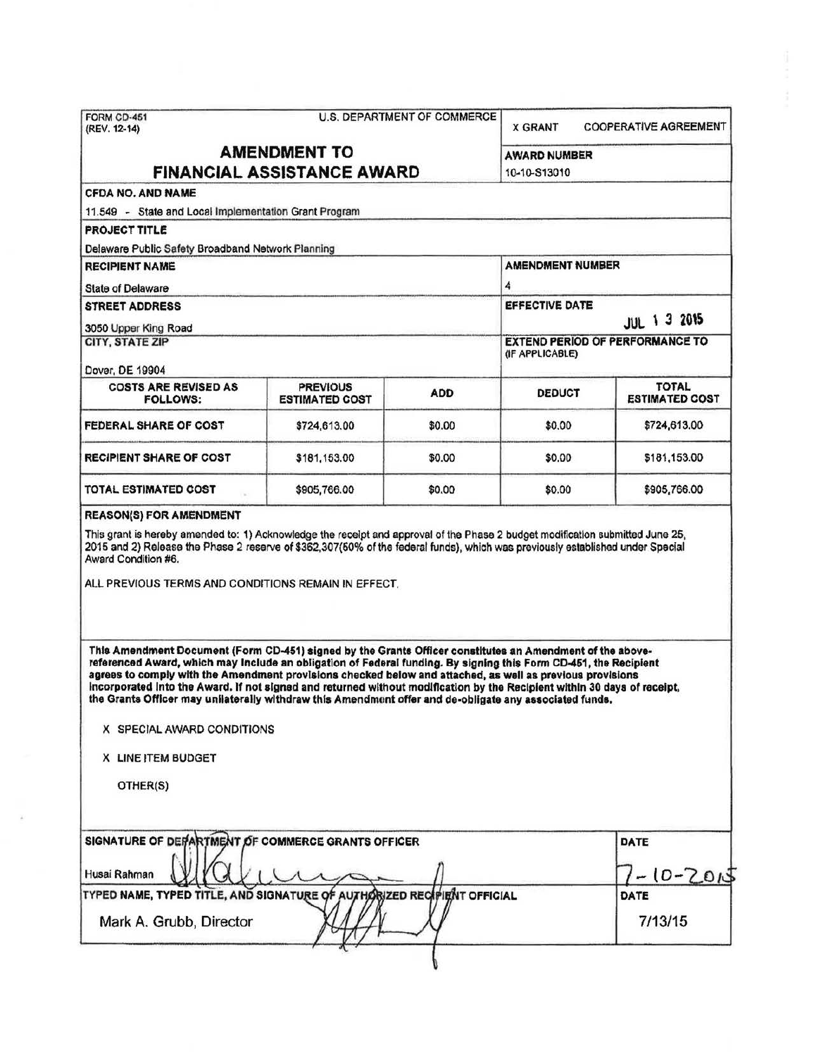FORM CD-451
(REV. 12-14)

U.S. DEPARTMENT OF COMMERCE

X GRANT  COOPERATIVE AGREEMENT

# AMENDMENT TO FINANCIAL ASSISTANCE AWARD

**AWARD NUMBER**
10-10-S13010

**CFDA NO. AND NAME**
11.549 - State and Local Implementation Grant Program

**PROJECT TITLE**
Delaware Public Safety Broadband Network Planning

**RECIPIENT NAME**
State of Delaware

**AMENDMENT NUMBER**
4

**STREET ADDRESS**
3050 Upper King Road

**EFFECTIVE DATE**
JUL 13 2015

**CITY, STATE ZIP**
Dover, DE 19904

**EXTEND PERIOD OF PERFORMANCE TO (IF APPLICABLE)**

| COSTS ARE REVISED AS FOLLOWS: | PREVIOUS ESTIMATED COST | ADD | DEDUCT | TOTAL ESTIMATED COST |
|---|---|---|---|---|
| FEDERAL SHARE OF COST | $724,613.00 | $0.00 | $0.00 | $724,613.00 |
| RECIPIENT SHARE OF COST | $181,153.00 | $0.00 | $0.00 | $181,153.00 |
| TOTAL ESTIMATED COST | $905,766.00 | $0.00 | $0.00 | $905,766.00 |

**REASON(S) FOR AMENDMENT**

This grant is hereby amended to: 1) Acknowledge the receipt and approval of the Phase 2 budget modification submitted June 25, 2015 and 2) Release the Phase 2 reserve of $362,307(50% of the federal funds), which was previously established under Special Award Condition #6.

ALL PREVIOUS TERMS AND CONDITIONS REMAIN IN EFFECT.

**This Amendment Document (Form CD-451) signed by the Grants Officer constitutes an Amendment of the above-referenced Award, which may include an obligation of Federal funding. By signing this Form CD-451, the Recipient agrees to comply with the Amendment provisions checked below and attached, as well as previous provisions incorporated into the Award. If not signed and returned without modification by the Recipient within 30 days of receipt, the Grants Officer may unilaterally withdraw this Amendment offer and de-obligate any associated funds.**

X SPECIAL AWARD CONDITIONS

X LINE ITEM BUDGET

OTHER(S)

**SIGNATURE OF DEPARTMENT OF COMMERCE GRANTS OFFICER**
Husai Rahman

**DATE**
7-10-2015

**TYPED NAME, TYPED TITLE, AND SIGNATURE OF AUTHORIZED RECIPIENT OFFICIAL**
Mark A. Grubb, Director

**DATE**
7/13/15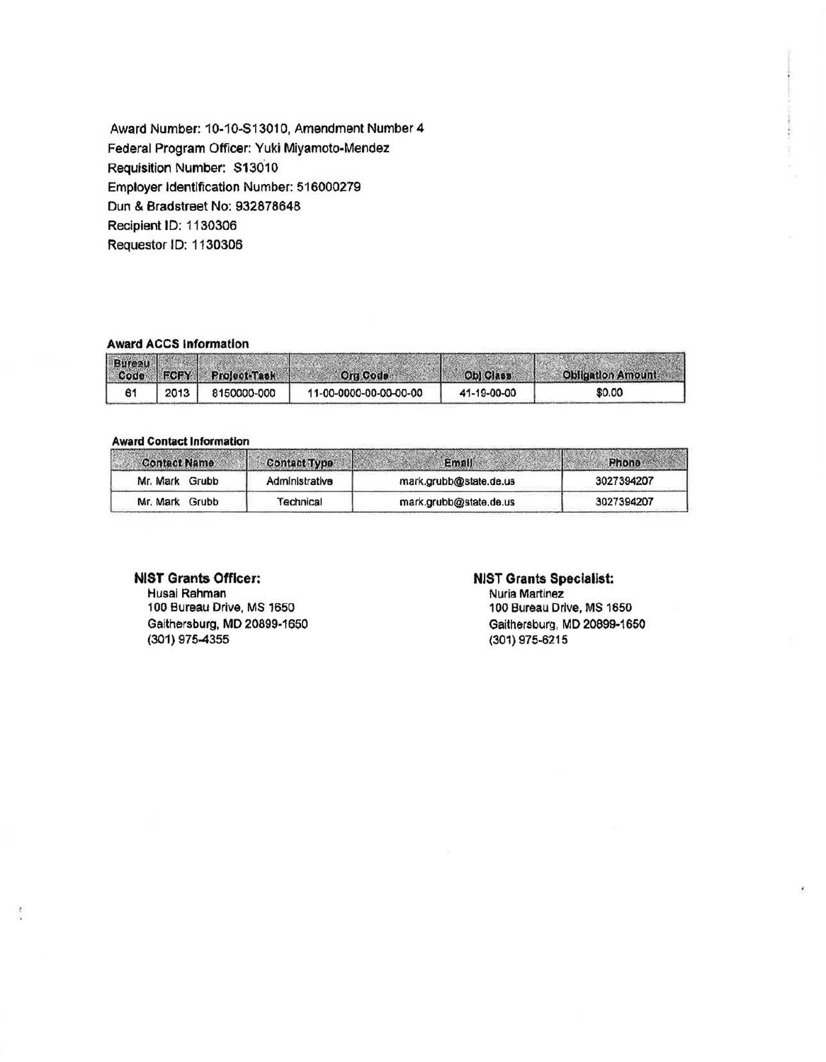Award Number: 10-10-S13010, Amendment Number 4
Federal Program Officer: Yuki Miyamoto-Mendez
Requisition Number: S13010
Employer Identification Number: 516000279
Dun & Bradstreet No: 932878648
Recipient ID: 1130306
Requestor ID: 1130306

**Award ACCS Information**

| Bureau Code | FCFY | Project-Task | Org Code | Obj Class | Obligation Amount |
|---|---|---|---|---|---|
| 61 | 2013 | 8150000-000 | 11-00-0000-00-00-00-00 | 41-19-00-00 | $0.00 |

**Award Contact Information**

| Contact Name | Contact Type | Email | Phone |
|---|---|---|---|
| Mr. Mark Grubb | Administrative | mark.grubb@state.de.us | 3027394207 |
| Mr. Mark Grubb | Technical | mark.grubb@state.de.us | 3027394207 |

**NIST Grants Officer:**
Husai Rahman
100 Bureau Drive, MS 1650
Gaithersburg, MD 20899-1650
(301) 975-4355

**NIST Grants Specialist:**
Nuria Martinez
100 Bureau Drive, MS 1650
Gaithersburg, MD 20899-1650
(301) 975-6215